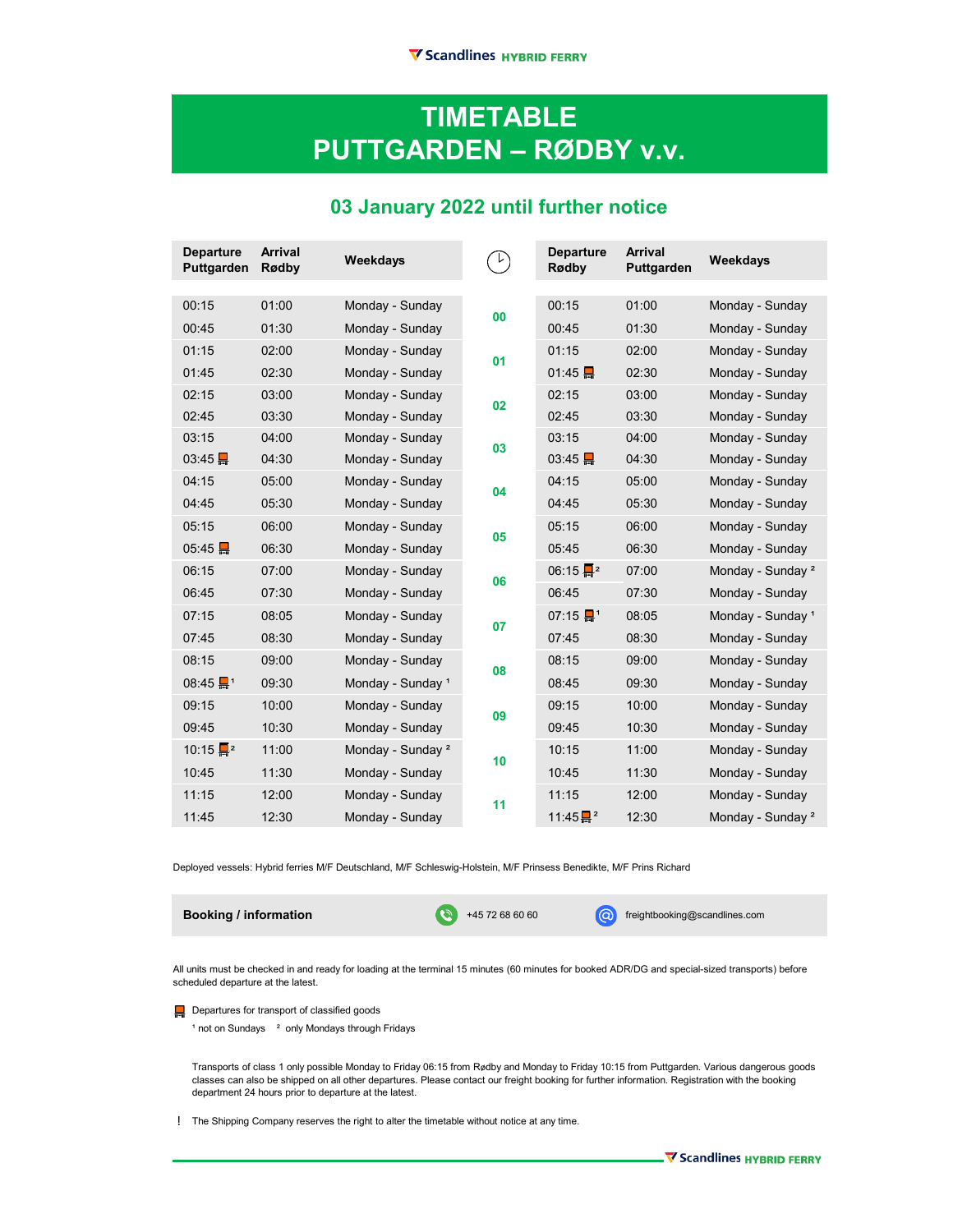Scandlines HYBRID FERRY

# TIMETABLE PUTTGARDEN – RØDBY v.v.

## 03 January 2022 until further notice

| Departure Puttgarden | Arrival Rødby | Weekdays | Hour | Departure Rødby | Arrival Puttgarden | Weekdays |
|---|---|---|---|---|---|---|
| 00:15 | 01:00 | Monday - Sunday | 00 | 00:15 | 01:00 | Monday - Sunday |
| 00:45 | 01:30 | Monday - Sunday | | 00:45 | 01:30 | Monday - Sunday |
| 01:15 | 02:00 | Monday - Sunday | 01 | 01:15 | 02:00 | Monday - Sunday |
| 01:45 | 02:30 | Monday - Sunday | | 01:45 (classified goods) | 02:30 | Monday - Sunday |
| 02:15 | 03:00 | Monday - Sunday | 02 | 02:15 | 03:00 | Monday - Sunday |
| 02:45 | 03:30 | Monday - Sunday | | 02:45 | 03:30 | Monday - Sunday |
| 03:15 | 04:00 | Monday - Sunday | 03 | 03:15 | 04:00 | Monday - Sunday |
| 03:45 (classified goods) | 04:30 | Monday - Sunday | | 03:45 (classified goods) | 04:30 | Monday - Sunday |
| 04:15 | 05:00 | Monday - Sunday | 04 | 04:15 | 05:00 | Monday - Sunday |
| 04:45 | 05:30 | Monday - Sunday | | 04:45 | 05:30 | Monday - Sunday |
| 05:15 | 06:00 | Monday - Sunday | 05 | 05:15 | 06:00 | Monday - Sunday |
| 05:45 (classified goods) | 06:30 | Monday - Sunday | | 05:45 | 06:30 | Monday - Sunday |
| 06:15 | 07:00 | Monday - Sunday | 06 | 06:15 (classified goods) [2] | 07:00 | Monday - Sunday [2] |
| 06:45 | 07:30 | Monday - Sunday | | 06:45 | 07:30 | Monday - Sunday |
| 07:15 | 08:05 | Monday - Sunday | 07 | 07:15 (classified goods) [1] | 08:05 | Monday - Sunday [1] |
| 07:45 | 08:30 | Monday - Sunday | | 07:45 | 08:30 | Monday - Sunday |
| 08:15 | 09:00 | Monday - Sunday | 08 | 08:15 | 09:00 | Monday - Sunday |
| 08:45 (classified goods) [1] | 09:30 | Monday - Sunday [1] | | 08:45 | 09:30 | Monday - Sunday |
| 09:15 | 10:00 | Monday - Sunday | 09 | 09:15 | 10:00 | Monday - Sunday |
| 09:45 | 10:30 | Monday - Sunday | | 09:45 | 10:30 | Monday - Sunday |
| 10:15 (classified goods) [2] | 11:00 | Monday - Sunday [2] | 10 | 10:15 | 11:00 | Monday - Sunday |
| 10:45 | 11:30 | Monday - Sunday | | 10:45 | 11:30 | Monday - Sunday |
| 11:15 | 12:00 | Monday - Sunday | 11 | 11:15 | 12:00 | Monday - Sunday |
| 11:45 | 12:30 | Monday - Sunday | | 11:45 (classified goods) [2] | 12:30 | Monday - Sunday [2] |

Deployed vessels: Hybrid ferries M/F Deutschland, M/F Schleswig-Holstein, M/F Prinsess Benedikte, M/F Prins Richard

**Booking / information** +45 72 68 60 60 freightbooking@scandlines.com

All units must be checked in and ready for loading at the terminal 15 minutes (60 minutes for booked ADR/DG and special-sized transports) before scheduled departure at the latest.

(classified goods) Departures for transport of classified goods

[1] not on Sundays [2] only Mondays through Fridays

Transports of class 1 only possible Monday to Friday 06:15 from Rødby and Monday to Friday 10:15 from Puttgarden. Various dangerous goods classes can also be shipped on all other departures. Please contact our freight booking for further information. Registration with the booking department 24 hours prior to departure at the latest.

! The Shipping Company reserves the right to alter the timetable without notice at any time.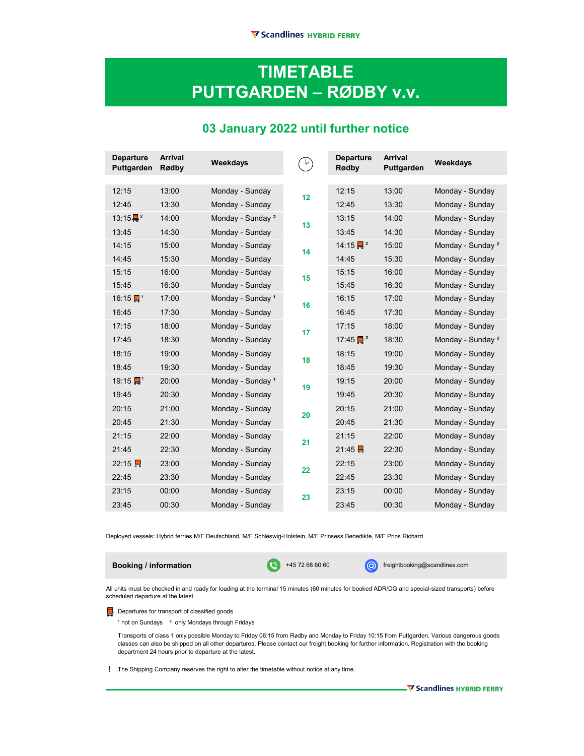Scandlines HYBRID FERRY

# TIMETABLE
# PUTTGARDEN – RØDBY v.v.

## 03 January 2022 until further notice

| Departure Puttgarden | Arrival Rødby | Weekdays | | Departure Rødby | Arrival Puttgarden | Weekdays |
|---|---|---|---|---|---|---|
| 12:15 | 13:00 | Monday - Sunday | 12 | 12:15 | 13:00 | Monday - Sunday |
| 12:45 | 13:30 | Monday - Sunday | | 12:45 | 13:30 | Monday - Sunday |
| 13:15 🚚 [2] | 14:00 | Monday - Sunday [2] | 13 | 13:15 | 14:00 | Monday - Sunday |
| 13:45 | 14:30 | Monday - Sunday | | 13:45 | 14:30 | Monday - Sunday |
| 14:15 | 15:00 | Monday - Sunday | 14 | 14:15  🚚 [2] | 15:00 | Monday - Sunday [2] |
| 14:45 | 15:30 | Monday - Sunday | | 14:45 | 15:30 | Monday - Sunday |
| 15:15 | 16:00 | Monday - Sunday | 15 | 15:15 | 16:00 | Monday - Sunday |
| 15:45 | 16:30 | Monday - Sunday | | 15:45 | 16:30 | Monday - Sunday |
| 16:15 🚚 [1] | 17:00 | Monday - Sunday [1] | 16 | 16:15 | 17:00 | Monday - Sunday |
| 16:45 | 17:30 | Monday - Sunday | | 16:45 | 17:30 | Monday - Sunday |
| 17:15 | 18:00 | Monday - Sunday | 17 | 17:15 | 18:00 | Monday - Sunday |
| 17:45 | 18:30 | Monday - Sunday | | 17:45 🚚 [2] | 18:30 | Monday - Sunday [2] |
| 18:15 | 19:00 | Monday - Sunday | 18 | 18:15 | 19:00 | Monday - Sunday |
| 18:45 | 19:30 | Monday - Sunday | | 18:45 | 19:30 | Monday - Sunday |
| 19:15 🚚 [1] | 20:00 | Monday - Sunday [1] | 19 | 19:15 | 20:00 | Monday - Sunday |
| 19:45 | 20:30 | Monday - Sunday | | 19:45 | 20:30 | Monday - Sunday |
| 20:15 | 21:00 | Monday - Sunday | 20 | 20:15 | 21:00 | Monday - Sunday |
| 20:45 | 21:30 | Monday - Sunday | | 20:45 | 21:30 | Monday - Sunday |
| 21:15 | 22:00 | Monday - Sunday | 21 | 21:15 | 22:00 | Monday - Sunday |
| 21:45 | 22:30 | Monday - Sunday | | 21:45 🚚 | 22:30 | Monday - Sunday |
| 22:15 🚚 | 23:00 | Monday - Sunday | 22 | 22:15 | 23:00 | Monday - Sunday |
| 22:45 | 23:30 | Monday - Sunday | | 22:45 | 23:30 | Monday - Sunday |
| 23:15 | 00:00 | Monday - Sunday | 23 | 23:15 | 00:00 | Monday - Sunday |
| 23:45 | 00:30 | Monday - Sunday | | 23:45 | 00:30 | Monday - Sunday |

Deployed vessels: Hybrid ferries M/F Deutschland, M/F Schleswig-Holstein, M/F Prinsess Benedikte, M/F Prins Richard

**Booking / information** +45 72 68 60 60 freightbooking@scandlines.com

All units must be checked in and ready for loading at the terminal 15 minutes (60 minutes for booked ADR/DG and special-sized transports) before scheduled departure at the latest.

🚚 Departures for transport of classified goods

[1] not on Sundays [2] only Mondays through Fridays

Transports of class 1 only possible Monday to Friday 06:15 from Rødby and Monday to Friday 10:15 from Puttgarden. Various dangerous goods classes can also be shipped on all other departures. Please contact our freight booking for further information. Registration with the booking department 24 hours prior to departure at the latest.

! The Shipping Company reserves the right to alter the timetable without notice at any time.